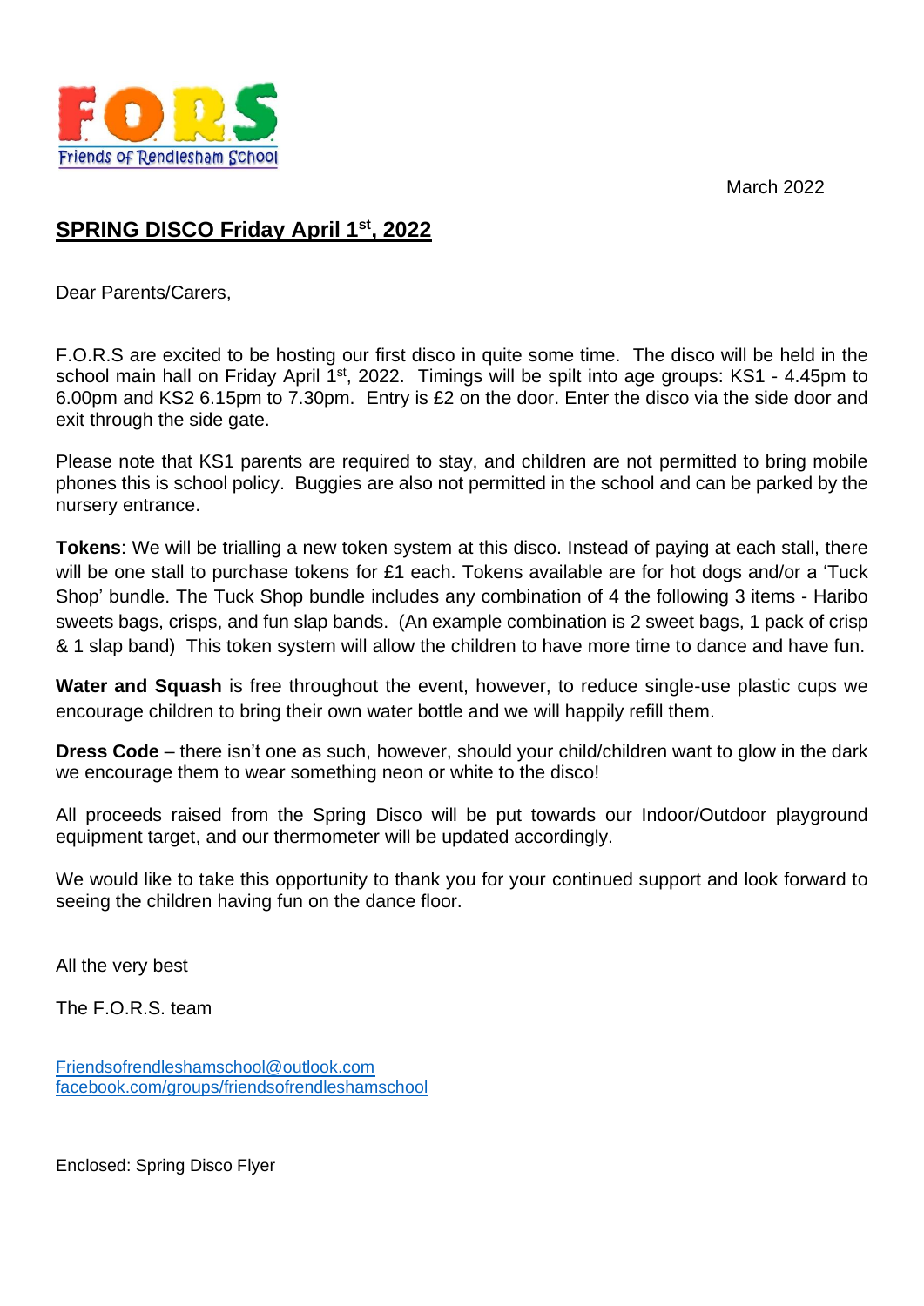FORS

Friends of Rendlesham School

March 2022

## SPRING DISCO Friday April 1st, 2022

Dear Parents/Carers,

F.O.R.S are excited to be hosting our first disco in quite some time. The disco will be held in the school main hall on Friday April 1st, 2022. Timings will be spilt into age groups: KS1 - 4.45pm to 6.00pm and KS2 6.15pm to 7.30pm. Entry is £2 on the door. Enter the disco via the side door and exit through the side gate.

Please note that KS1 parents are required to stay, and children are not permitted to bring mobile phones this is school policy. Buggies are also not permitted in the school and can be parked by the nursery entrance.

**Tokens**: We will be trialling a new token system at this disco. Instead of paying at each stall, there will be one stall to purchase tokens for £1 each. Tokens available are for hot dogs and/or a 'Tuck Shop' bundle. The Tuck Shop bundle includes any combination of 4 the following 3 items - Haribo sweets bags, crisps, and fun slap bands. (An example combination is 2 sweet bags, 1 pack of crisp & 1 slap band) This token system will allow the children to have more time to dance and have fun.

**Water and Squash** is free throughout the event, however, to reduce single-use plastic cups we encourage children to bring their own water bottle and we will happily refill them.

**Dress Code** – there isn't one as such, however, should your child/children want to glow in the dark we encourage them to wear something neon or white to the disco!

All proceeds raised from the Spring Disco will be put towards our Indoor/Outdoor playground equipment target, and our thermometer will be updated accordingly.

We would like to take this opportunity to thank you for your continued support and look forward to seeing the children having fun on the dance floor.

All the very best

The F.O.R.S. team

Friendsofrendleshamschool@outlook.com
facebook.com/groups/friendsofrendleshamschool

Enclosed: Spring Disco Flyer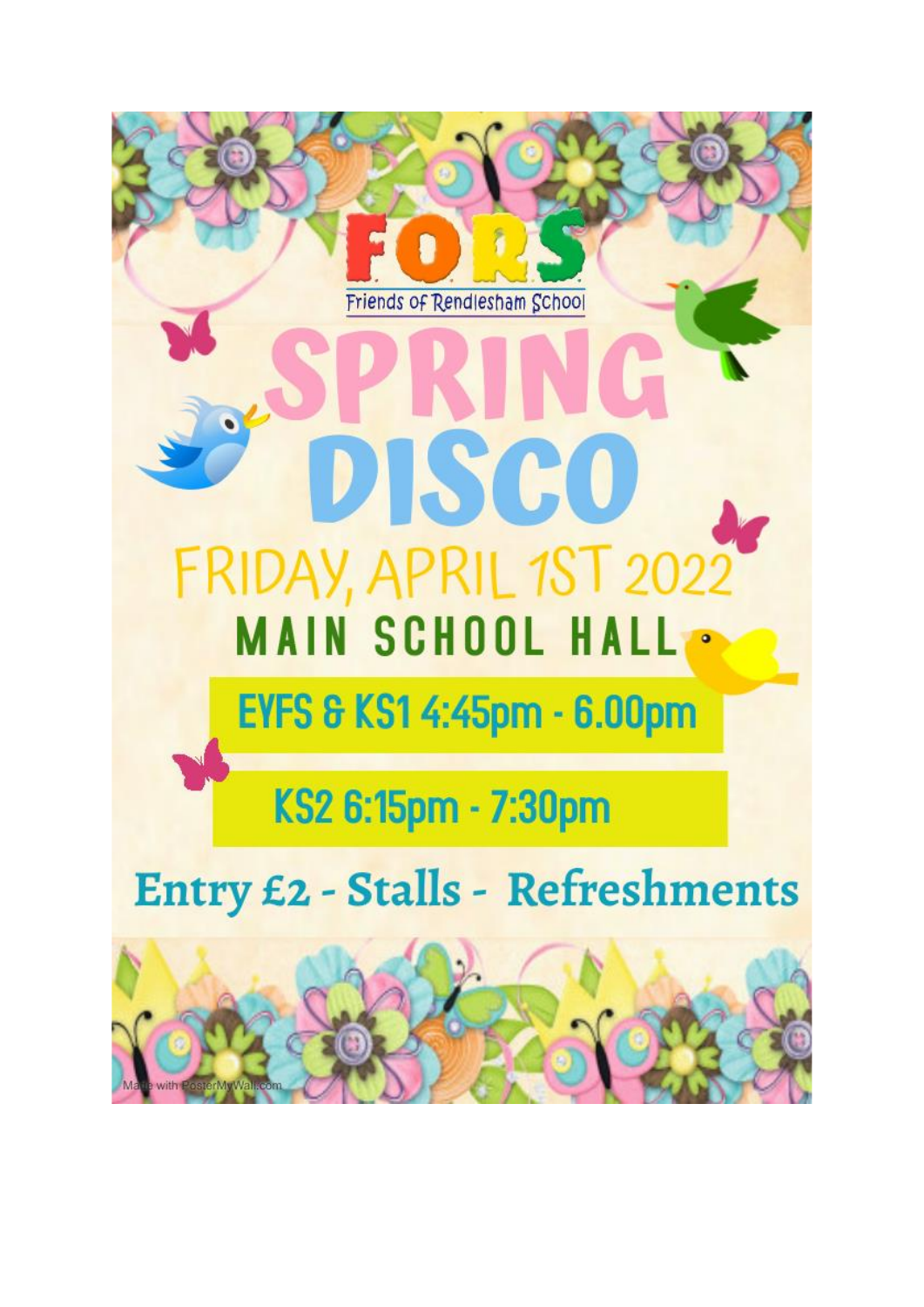# FORS

Friends of Rendlesham School

# SPRING DISCO

## FRIDAY, APRIL 1ST 2022

## MAIN SCHOOL HALL

**EYFS & KS1 4:45pm - 6.00pm**

**KS2 6:15pm - 7:30pm**

**Entry £2 - Stalls - Refreshments**

Made with PosterMyWall.com